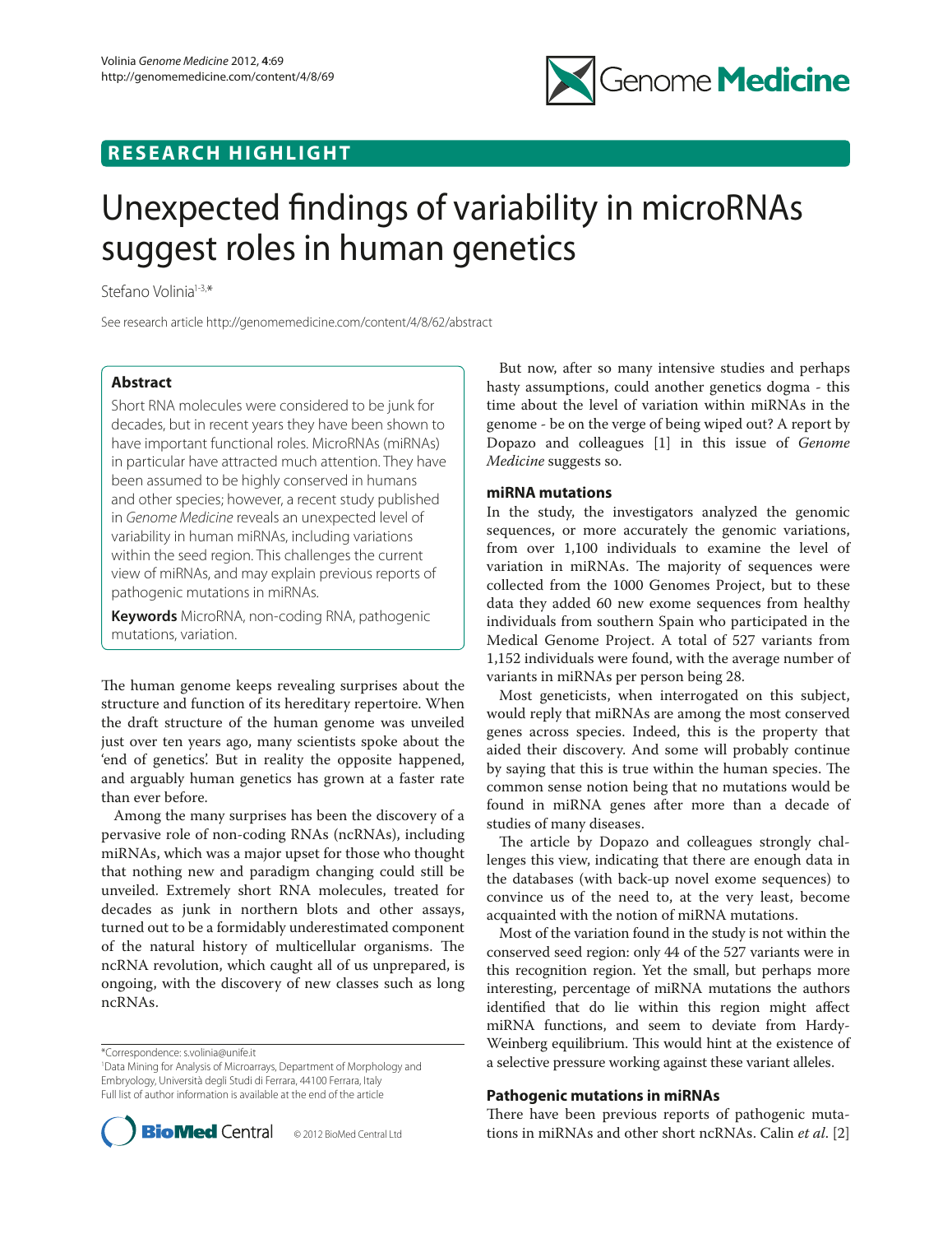RESEARCH HIGHLIGHT

# Unexpected findings of variability in microRNAs suggest roles in human genetics

Stefano Volinia[1-3,*]

See research article http://genomemedicine.com/content/4/8/62/abstract

## Abstract

Short RNA molecules were considered to be junk for decades, but in recent years they have been shown to have important functional roles. MicroRNAs (miRNAs) in particular have attracted much attention. They have been assumed to be highly conserved in humans and other species; however, a recent study published in *Genome Medicine* reveals an unexpected level of variability in human miRNAs, including variations within the seed region. This challenges the current view of miRNAs, and may explain previous reports of pathogenic mutations in miRNAs.

**Keywords** MicroRNA, non-coding RNA, pathogenic mutations, variation.

The human genome keeps revealing surprises about the structure and function of its hereditary repertoire. When the draft structure of the human genome was unveiled just over ten years ago, many scientists spoke about the 'end of genetics'. But in reality the opposite happened, and arguably human genetics has grown at a faster rate than ever before.

Among the many surprises has been the discovery of a pervasive role of non-coding RNAs (ncRNAs), including miRNAs, which was a major upset for those who thought that nothing new and paradigm changing could still be unveiled. Extremely short RNA molecules, treated for decades as junk in northern blots and other assays, turned out to be a formidably underestimated component of the natural history of multicellular organisms. The ncRNA revolution, which caught all of us unprepared, is ongoing, with the discovery of new classes such as long ncRNAs.

*Correspondence: s.volinia@unife.it
[1]Data Mining for Analysis of Microarrays, Department of Morphology and Embryology, Università degli Studi di Ferrara, 44100 Ferrara, Italy
Full list of author information is available at the end of the article

© 2012 BioMed Central Ltd

But now, after so many intensive studies and perhaps hasty assumptions, could another genetics dogma - this time about the level of variation within miRNAs in the genome - be on the verge of being wiped out? A report by Dopazo and colleagues [1] in this issue of *Genome Medicine* suggests so.

## miRNA mutations

In the study, the investigators analyzed the genomic sequences, or more accurately the genomic variations, from over 1,100 individuals to examine the level of variation in miRNAs. The majority of sequences were collected from the 1000 Genomes Project, but to these data they added 60 new exome sequences from healthy individuals from southern Spain who participated in the Medical Genome Project. A total of 527 variants from 1,152 individuals were found, with the average number of variants in miRNAs per person being 28.

Most geneticists, when interrogated on this subject, would reply that miRNAs are among the most conserved genes across species. Indeed, this is the property that aided their discovery. And some will probably continue by saying that this is true within the human species. The common sense notion being that no mutations would be found in miRNA genes after more than a decade of studies of many diseases.

The article by Dopazo and colleagues strongly challenges this view, indicating that there are enough data in the databases (with back-up novel exome sequences) to convince us of the need to, at the very least, become acquainted with the notion of miRNA mutations.

Most of the variation found in the study is not within the conserved seed region: only 44 of the 527 variants were in this recognition region. Yet the small, but perhaps more interesting, percentage of miRNA mutations the authors identified that do lie within this region might affect miRNA functions, and seem to deviate from Hardy-Weinberg equilibrium. This would hint at the existence of a selective pressure working against these variant alleles.

## Pathogenic mutations in miRNAs

There have been previous reports of pathogenic mutations in miRNAs and other short ncRNAs. Calin *et al.* [2]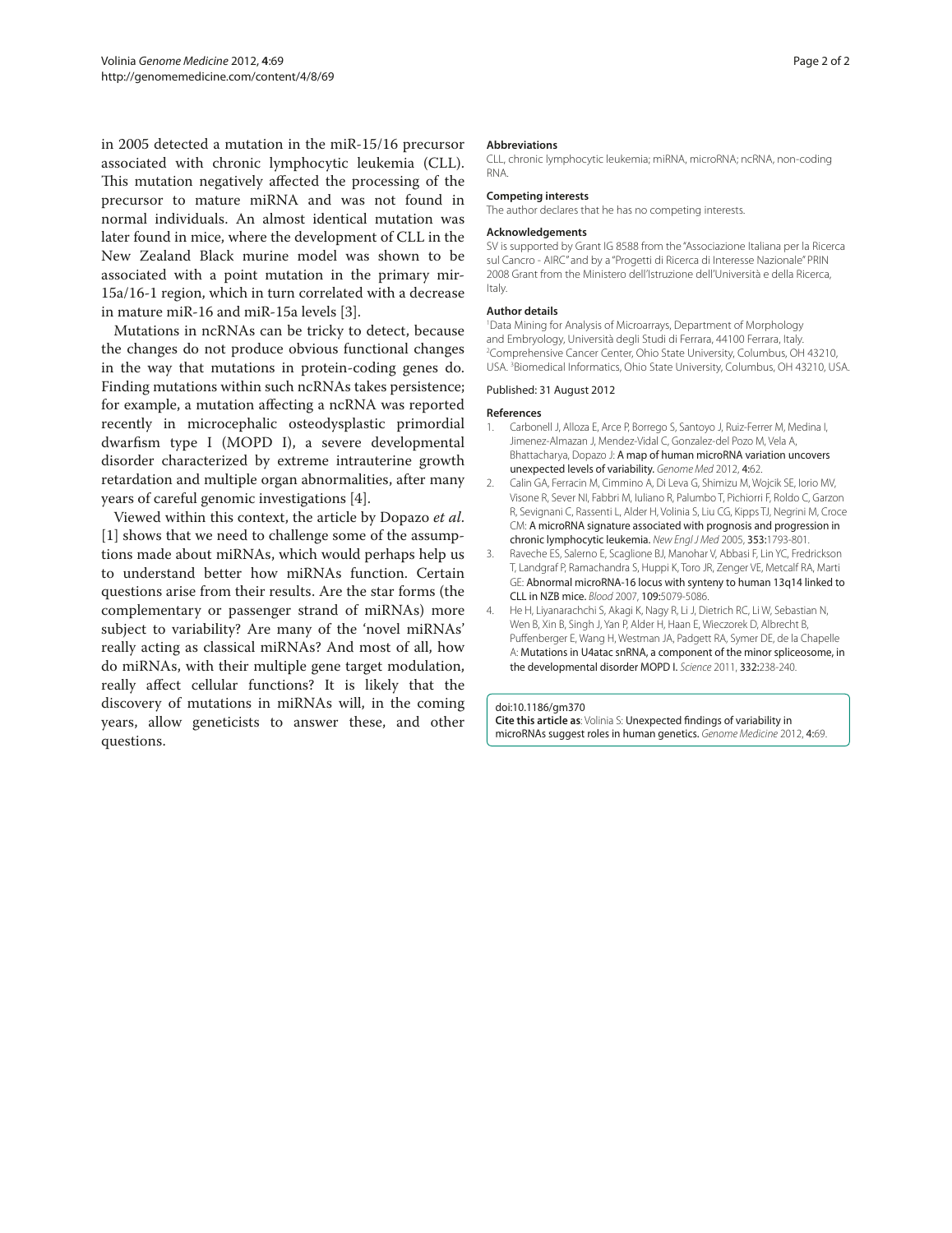in 2005 detected a mutation in the miR-15/16 precursor associated with chronic lymphocytic leukemia (CLL). This mutation negatively affected the processing of the precursor to mature miRNA and was not found in normal individuals. An almost identical mutation was later found in mice, where the development of CLL in the New Zealand Black murine model was shown to be associated with a point mutation in the primary mir-15a/16-1 region, which in turn correlated with a decrease in mature miR-16 and miR-15a levels [3].

Mutations in ncRNAs can be tricky to detect, because the changes do not produce obvious functional changes in the way that mutations in protein-coding genes do. Finding mutations within such ncRNAs takes persistence; for example, a mutation affecting a ncRNA was reported recently in microcephalic osteodysplastic primordial dwarfism type I (MOPD I), a severe developmental disorder characterized by extreme intrauterine growth retardation and multiple organ abnormalities, after many years of careful genomic investigations [4].

Viewed within this context, the article by Dopazo *et al.* [1] shows that we need to challenge some of the assumptions made about miRNAs, which would perhaps help us to understand better how miRNAs function. Certain questions arise from their results. Are the star forms (the complementary or passenger strand of miRNAs) more subject to variability? Are many of the 'novel miRNAs' really acting as classical miRNAs? And most of all, how do miRNAs, with their multiple gene target modulation, really affect cellular functions? It is likely that the discovery of mutations in miRNAs will, in the coming years, allow geneticists to answer these, and other questions.

#### Abbreviations

CLL, chronic lymphocytic leukemia; miRNA, microRNA; ncRNA, non-coding RNA.

#### Competing interests

The author declares that he has no competing interests.

#### Acknowledgements

SV is supported by Grant IG 8588 from the "Associazione Italiana per la Ricerca sul Cancro - AIRC" and by a "Progetti di Ricerca di Interesse Nazionale" PRIN 2008 Grant from the Ministero dell'Istruzione dell'Università e della Ricerca, Italy.

#### Author details

[1]Data Mining for Analysis of Microarrays, Department of Morphology and Embryology, Università degli Studi di Ferrara, 44100 Ferrara, Italy. [2]Comprehensive Cancer Center, Ohio State University, Columbus, OH 43210, USA. [3]Biomedical Informatics, Ohio State University, Columbus, OH 43210, USA.

Published: 31 August 2012

#### References

1. Carbonell J, Alloza E, Arce P, Borrego S, Santoyo J, Ruiz-Ferrer M, Medina I, Jimenez-Almazan J, Mendez-Vidal C, Gonzalez-del Pozo M, Vela A, Bhattacharya, Dopazo J: A map of human microRNA variation uncovers unexpected levels of variability. *Genome Med* 2012, **4:**62.
2. Calin GA, Ferracin M, Cimmino A, Di Leva G, Shimizu M, Wojcik SE, Iorio MV, Visone R, Sever NI, Fabbri M, Iuliano R, Palumbo T, Pichiorri F, Roldo C, Garzon R, Sevignani C, Rassenti L, Alder H, Volinia S, Liu CG, Kipps TJ, Negrini M, Croce CM: A microRNA signature associated with prognosis and progression in chronic lymphocytic leukemia. *New Engl J Med* 2005, **353:**1793-801.
3. Raveche ES, Salerno E, Scaglione BJ, Manohar V, Abbasi F, Lin YC, Fredrickson T, Landgraf P, Ramachandra S, Huppi K, Toro JR, Zenger VE, Metcalf RA, Marti GE: Abnormal microRNA-16 locus with synteny to human 13q14 linked to CLL in NZB mice. *Blood* 2007, **109:**5079-5086.
4. He H, Liyanarachchi S, Akagi K, Nagy R, Li J, Dietrich RC, Li W, Sebastian N, Wen B, Xin B, Singh J, Yan P, Alder H, Haan E, Wieczorek D, Albrecht B, Puffenberger E, Wang H, Westman JA, Padgett RA, Symer DE, de la Chapelle A: Mutations in U4atac snRNA, a component of the minor spliceosome, in the developmental disorder MOPD I. *Science* 2011, **332:**238-240.

doi:10.1186/gm370
**Cite this article as**: Volinia S: Unexpected findings of variability in microRNAs suggest roles in human genetics. *Genome Medicine* 2012, **4:**69.